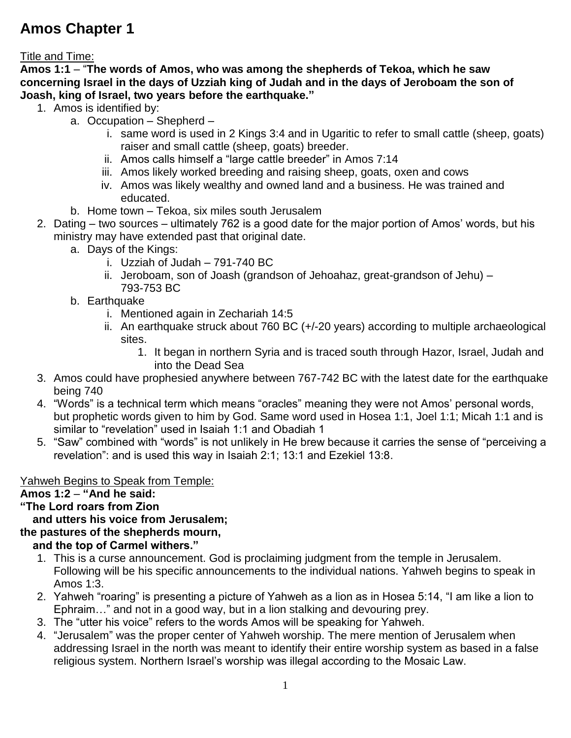# Amos Chapter 1

Title and Time:

**Amos 1:1** – "**The words of Amos, who was among the shepherds of Tekoa, which he saw concerning Israel in the days of Uzziah king of Judah and in the days of Jeroboam the son of Joash, king of Israel, two years before the earthquake."**

1. Amos is identified by:
    a. Occupation – Shepherd –
        i. same word is used in 2 Kings 3:4 and in Ugaritic to refer to small cattle (sheep, goats) raiser and small cattle (sheep, goats) breeder.
        ii. Amos calls himself a "large cattle breeder" in Amos 7:14
        iii. Amos likely worked breeding and raising sheep, goats, oxen and cows
        iv. Amos was likely wealthy and owned land and a business. He was trained and educated.
    b. Home town – Tekoa, six miles south Jerusalem
2. Dating – two sources – ultimately 762 is a good date for the major portion of Amos' words, but his ministry may have extended past that original date.
    a. Days of the Kings:
        i. Uzziah of Judah – 791-740 BC
        ii. Jeroboam, son of Joash (grandson of Jehoahaz, great-grandson of Jehu) – 793-753 BC
    b. Earthquake
        i. Mentioned again in Zechariah 14:5
        ii. An earthquake struck about 760 BC (+/-20 years) according to multiple archaeological sites.
            1. It began in northern Syria and is traced south through Hazor, Israel, Judah and into the Dead Sea
3. Amos could have prophesied anywhere between 767-742 BC with the latest date for the earthquake being 740
4. "Words" is a technical term which means "oracles" meaning they were not Amos' personal words, but prophetic words given to him by God. Same word used in Hosea 1:1, Joel 1:1; Micah 1:1 and is similar to "revelation" used in Isaiah 1:1 and Obadiah 1
5. "Saw" combined with "words" is not unlikely in He brew because it carries the sense of "perceiving a revelation": and is used this way in Isaiah 2:1; 13:1 and Ezekiel 13:8.

Yahweh Begins to Speak from Temple:

**Amos 1:2** – **"And he said:**
**"The Lord roars from Zion**
**and utters his voice from Jerusalem;**
**the pastures of the shepherds mourn,**
**and the top of Carmel withers."**

1. This is a curse announcement. God is proclaiming judgment from the temple in Jerusalem. Following will be his specific announcements to the individual nations. Yahweh begins to speak in Amos 1:3.
2. Yahweh "roaring" is presenting a picture of Yahweh as a lion as in Hosea 5:14, "I am like a lion to Ephraim…" and not in a good way, but in a lion stalking and devouring prey.
3. The "utter his voice" refers to the words Amos will be speaking for Yahweh.
4. "Jerusalem" was the proper center of Yahweh worship. The mere mention of Jerusalem when addressing Israel in the north was meant to identify their entire worship system as based in a false religious system. Northern Israel's worship was illegal according to the Mosaic Law.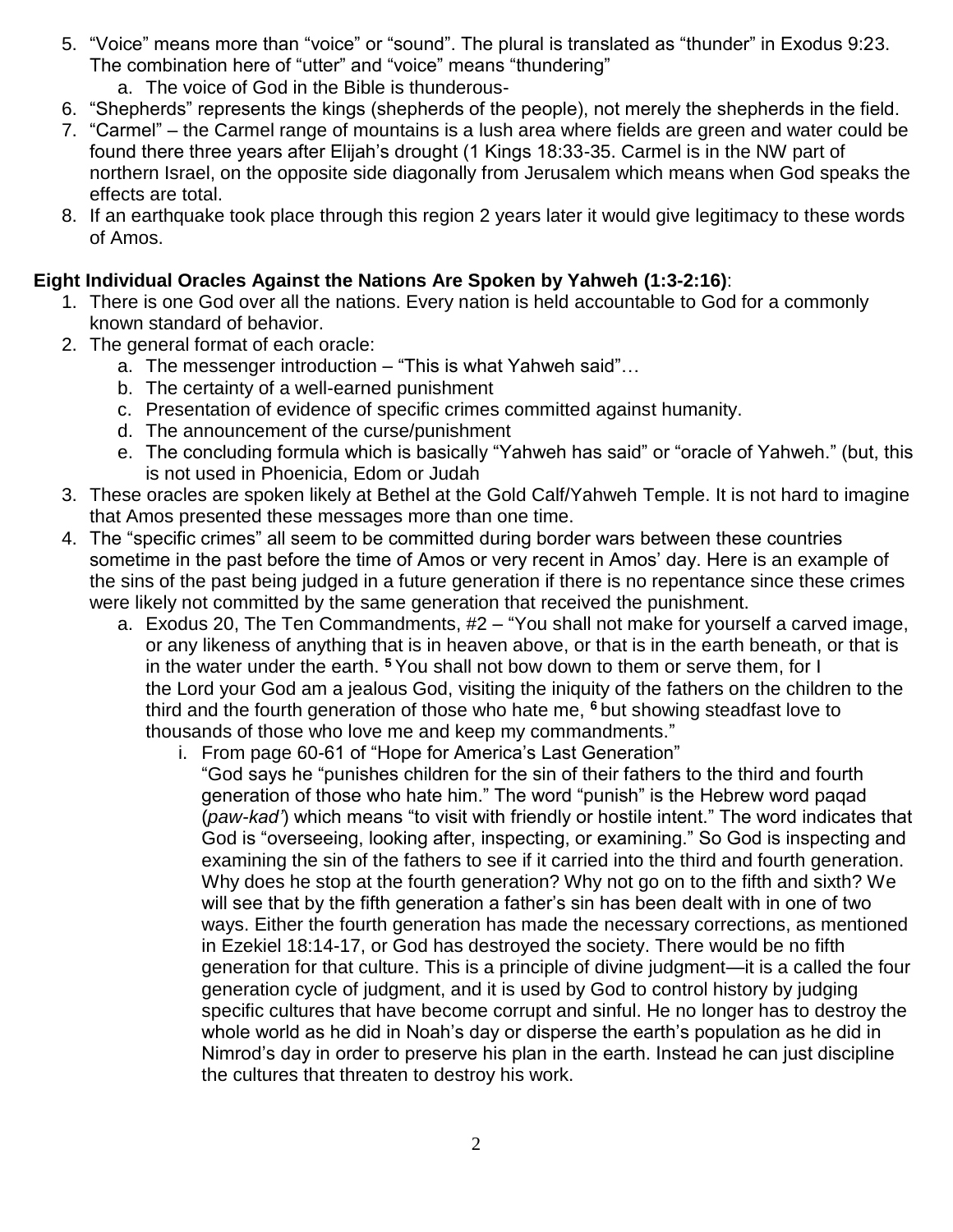5. "Voice" means more than "voice" or "sound". The plural is translated as "thunder" in Exodus 9:23. The combination here of "utter" and "voice" means "thundering"
   a. The voice of God in the Bible is thunderous-
6. "Shepherds" represents the kings (shepherds of the people), not merely the shepherds in the field.
7. "Carmel" – the Carmel range of mountains is a lush area where fields are green and water could be found there three years after Elijah's drought (1 Kings 18:33-35. Carmel is in the NW part of northern Israel, on the opposite side diagonally from Jerusalem which means when God speaks the effects are total.
8. If an earthquake took place through this region 2 years later it would give legitimacy to these words of Amos.

**Eight Individual Oracles Against the Nations Are Spoken by Yahweh (1:3-2:16)**:

1. There is one God over all the nations. Every nation is held accountable to God for a commonly known standard of behavior.
2. The general format of each oracle:
   a. The messenger introduction – "This is what Yahweh said"…
   b. The certainty of a well-earned punishment
   c. Presentation of evidence of specific crimes committed against humanity.
   d. The announcement of the curse/punishment
   e. The concluding formula which is basically "Yahweh has said" or "oracle of Yahweh." (but, this is not used in Phoenicia, Edom or Judah
3. These oracles are spoken likely at Bethel at the Gold Calf/Yahweh Temple. It is not hard to imagine that Amos presented these messages more than one time.
4. The "specific crimes" all seem to be committed during border wars between these countries sometime in the past before the time of Amos or very recent in Amos' day. Here is an example of the sins of the past being judged in a future generation if there is no repentance since these crimes were likely not committed by the same generation that received the punishment.
   a. Exodus 20, The Ten Commandments, #2 – "You shall not make for yourself a carved image, or any likeness of anything that is in heaven above, or that is in the earth beneath, or that is in the water under the earth. [5] You shall not bow down to them or serve them, for I the Lord your God am a jealous God, visiting the iniquity of the fathers on the children to the third and the fourth generation of those who hate me, [6] but showing steadfast love to thousands of those who love me and keep my commandments."
      i. From page 60-61 of "Hope for America's Last Generation"
      "God says he "punishes children for the sin of their fathers to the third and fourth generation of those who hate him." The word "punish" is the Hebrew word paqad (*paw-kad'*) which means "to visit with friendly or hostile intent." The word indicates that God is "overseeing, looking after, inspecting, or examining." So God is inspecting and examining the sin of the fathers to see if it carried into the third and fourth generation. Why does he stop at the fourth generation? Why not go on to the fifth and sixth? We will see that by the fifth generation a father's sin has been dealt with in one of two ways. Either the fourth generation has made the necessary corrections, as mentioned in Ezekiel 18:14-17, or God has destroyed the society. There would be no fifth generation for that culture. This is a principle of divine judgment—it is a called the four generation cycle of judgment, and it is used by God to control history by judging specific cultures that have become corrupt and sinful. He no longer has to destroy the whole world as he did in Noah's day or disperse the earth's population as he did in Nimrod's day in order to preserve his plan in the earth. Instead he can just discipline the cultures that threaten to destroy his work.